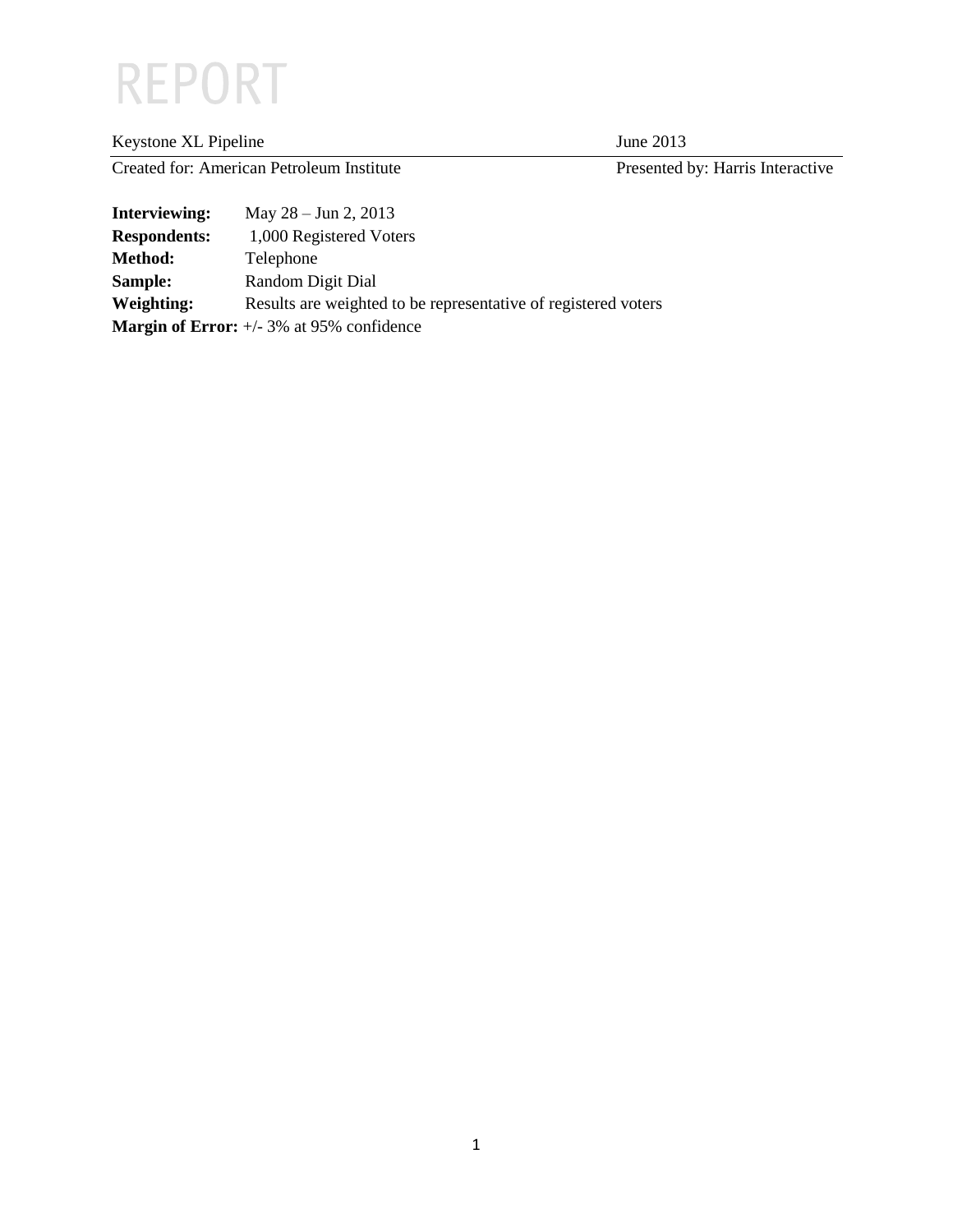# REPORT

| Keystone XL Pipeline | June 2013 |
| --- | --- |
| Created for: American Petroleum Institute | Presented by: Harris Interactive |

**Interviewing:** May 28 – Jun 2, 2013
**Respondents:** 1,000 Registered Voters
**Method:** Telephone
**Sample:** Random Digit Dial
**Weighting:** Results are weighted to be representative of registered voters
**Margin of Error:** +/- 3% at 95% confidence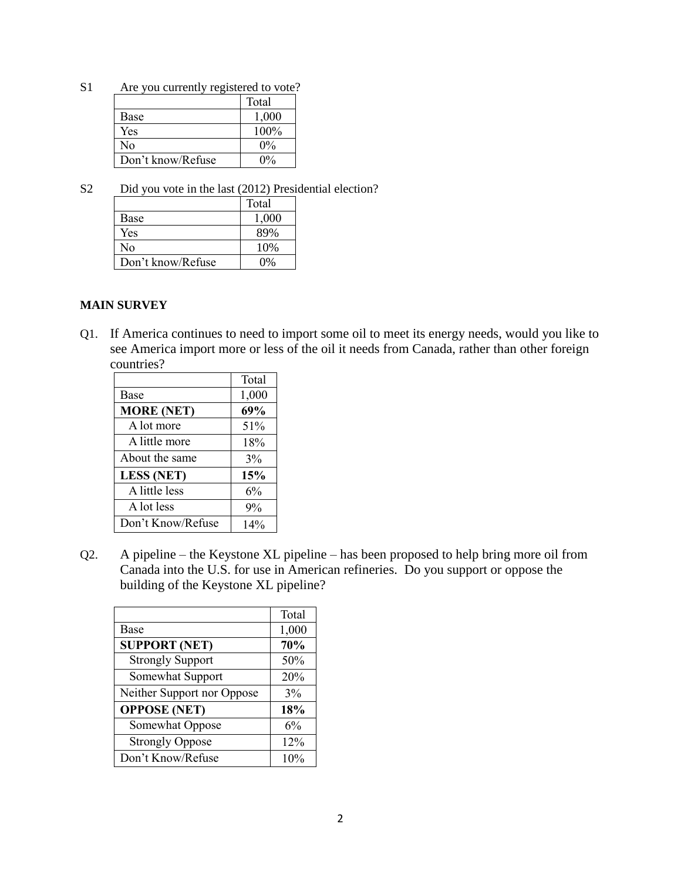S1 Are you currently registered to vote?

| | Total |
|---|---|
| Base | 1,000 |
| Yes | 100% |
| No | 0% |
| Don't know/Refuse | 0% |

S2 Did you vote in the last (2012) Presidential election?

| | Total |
|---|---|
| Base | 1,000 |
| Yes | 89% |
| No | 10% |
| Don't know/Refuse | 0% |

**MAIN SURVEY**

Q1. If America continues to need to import some oil to meet its energy needs, would you like to see America import more or less of the oil it needs from Canada, rather than other foreign countries?

| | Total |
|---|---|
| Base | 1,000 |
| **MORE (NET)** | **69%** |
| A lot more | 51% |
| A little more | 18% |
| About the same | 3% |
| **LESS (NET)** | **15%** |
| A little less | 6% |
| A lot less | 9% |
| Don't Know/Refuse | 14% |

Q2. A pipeline – the Keystone XL pipeline – has been proposed to help bring more oil from Canada into the U.S. for use in American refineries. Do you support or oppose the building of the Keystone XL pipeline?

| | Total |
|---|---|
| Base | 1,000 |
| **SUPPORT (NET)** | **70%** |
| Strongly Support | 50% |
| Somewhat Support | 20% |
| Neither Support nor Oppose | 3% |
| **OPPOSE (NET)** | **18%** |
| Somewhat Oppose | 6% |
| Strongly Oppose | 12% |
| Don't Know/Refuse | 10% |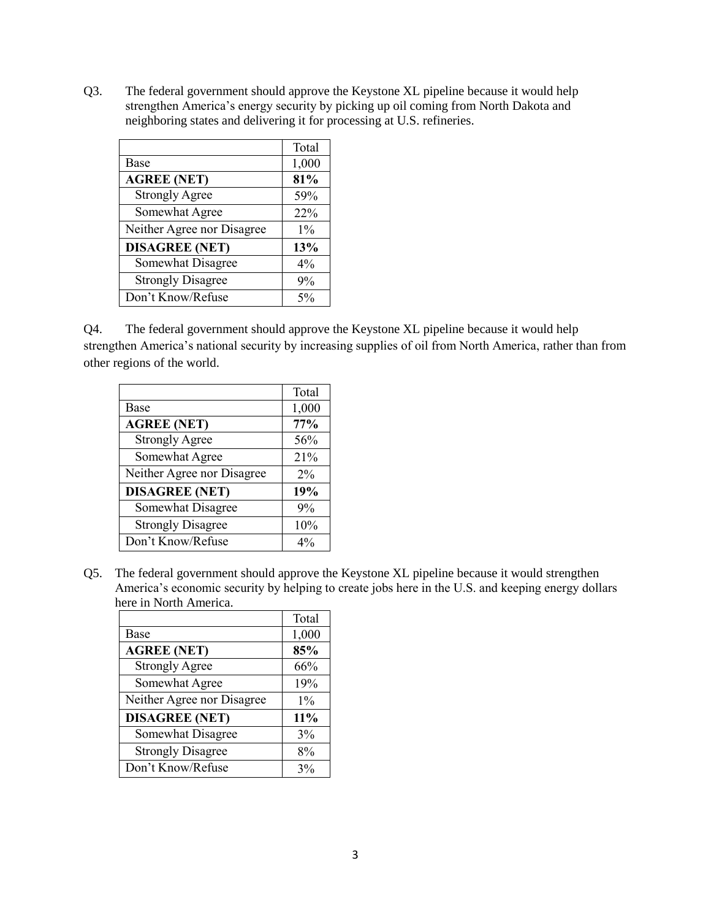Q3. The federal government should approve the Keystone XL pipeline because it would help strengthen America's energy security by picking up oil coming from North Dakota and neighboring states and delivering it for processing at U.S. refineries.

| | Total |
|---|---|
| Base | 1,000 |
| **AGREE (NET)** | **81%** |
| Strongly Agree | 59% |
| Somewhat Agree | 22% |
| Neither Agree nor Disagree | 1% |
| **DISAGREE (NET)** | **13%** |
| Somewhat Disagree | 4% |
| Strongly Disagree | 9% |
| Don't Know/Refuse | 5% |

Q4. The federal government should approve the Keystone XL pipeline because it would help strengthen America's national security by increasing supplies of oil from North America, rather than from other regions of the world.

| | Total |
|---|---|
| Base | 1,000 |
| **AGREE (NET)** | **77%** |
| Strongly Agree | 56% |
| Somewhat Agree | 21% |
| Neither Agree nor Disagree | 2% |
| **DISAGREE (NET)** | **19%** |
| Somewhat Disagree | 9% |
| Strongly Disagree | 10% |
| Don't Know/Refuse | 4% |

Q5. The federal government should approve the Keystone XL pipeline because it would strengthen America's economic security by helping to create jobs here in the U.S. and keeping energy dollars here in North America.

| | Total |
|---|---|
| Base | 1,000 |
| **AGREE (NET)** | **85%** |
| Strongly Agree | 66% |
| Somewhat Agree | 19% |
| Neither Agree nor Disagree | 1% |
| **DISAGREE (NET)** | **11%** |
| Somewhat Disagree | 3% |
| Strongly Disagree | 8% |
| Don't Know/Refuse | 3% |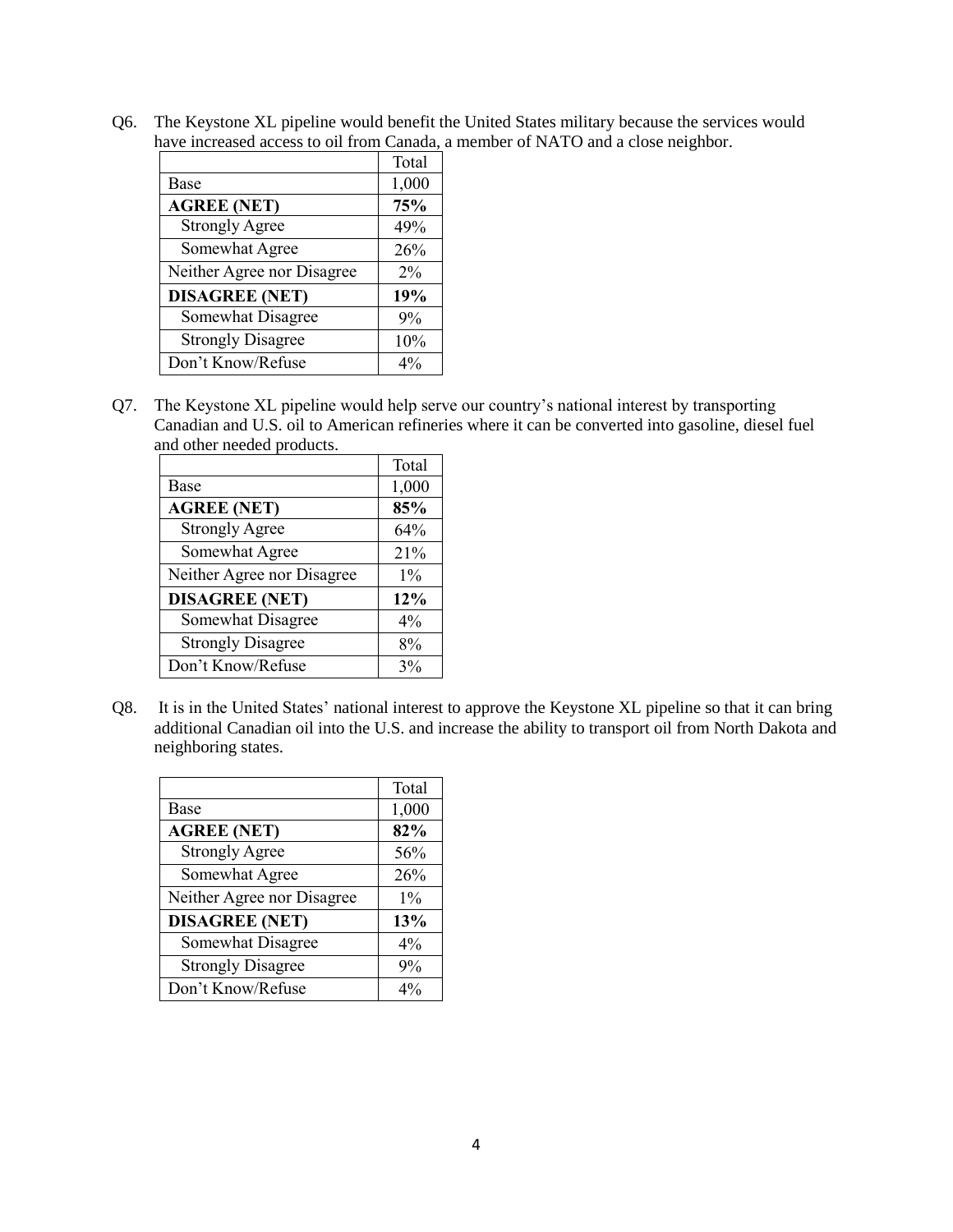Q6. The Keystone XL pipeline would benefit the United States military because the services would have increased access to oil from Canada, a member of NATO and a close neighbor.

| | Total |
|---|---|
| Base | 1,000 |
| **AGREE (NET)** | **75%** |
| Strongly Agree | 49% |
| Somewhat Agree | 26% |
| Neither Agree nor Disagree | 2% |
| **DISAGREE (NET)** | **19%** |
| Somewhat Disagree | 9% |
| Strongly Disagree | 10% |
| Don't Know/Refuse | 4% |

Q7. The Keystone XL pipeline would help serve our country's national interest by transporting Canadian and U.S. oil to American refineries where it can be converted into gasoline, diesel fuel and other needed products.

| | Total |
|---|---|
| Base | 1,000 |
| **AGREE (NET)** | **85%** |
| Strongly Agree | 64% |
| Somewhat Agree | 21% |
| Neither Agree nor Disagree | 1% |
| **DISAGREE (NET)** | **12%** |
| Somewhat Disagree | 4% |
| Strongly Disagree | 8% |
| Don't Know/Refuse | 3% |

Q8. It is in the United States' national interest to approve the Keystone XL pipeline so that it can bring additional Canadian oil into the U.S. and increase the ability to transport oil from North Dakota and neighboring states.

| | Total |
|---|---|
| Base | 1,000 |
| **AGREE (NET)** | **82%** |
| Strongly Agree | 56% |
| Somewhat Agree | 26% |
| Neither Agree nor Disagree | 1% |
| **DISAGREE (NET)** | **13%** |
| Somewhat Disagree | 4% |
| Strongly Disagree | 9% |
| Don't Know/Refuse | 4% |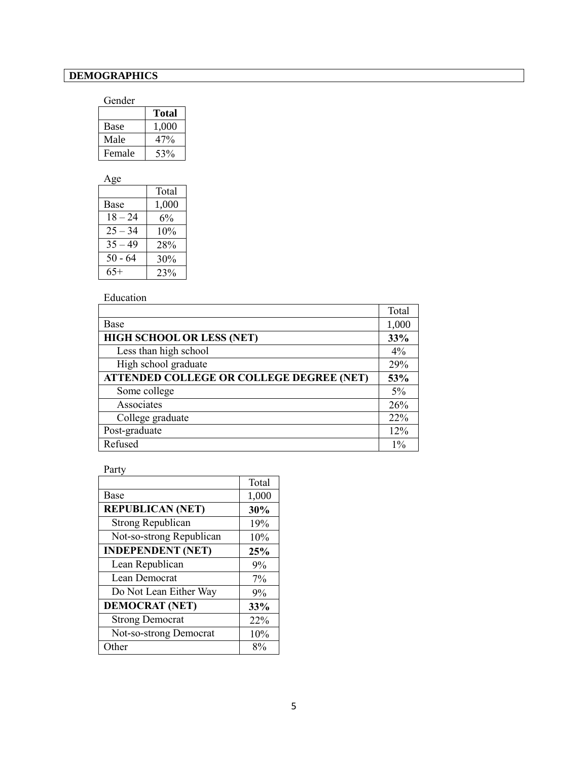## DEMOGRAPHICS

Gender

| | **Total** |
|---|---|
| Base | 1,000 |
| Male | 47% |
| Female | 53% |

Age

| | Total |
|---|---|
| Base | 1,000 |
| 18 – 24 | 6% |
| 25 – 34 | 10% |
| 35 – 49 | 28% |
| 50 - 64 | 30% |
| 65+ | 23% |

Education

| | Total |
|---|---|
| Base | 1,000 |
| **HIGH SCHOOL OR LESS (NET)** | **33%** |
| Less than high school | 4% |
| High school graduate | 29% |
| **ATTENDED COLLEGE OR COLLEGE DEGREE (NET)** | **53%** |
| Some college | 5% |
| Associates | 26% |
| College graduate | 22% |
| Post-graduate | 12% |
| Refused | 1% |

Party

| | Total |
|---|---|
| Base | 1,000 |
| **REPUBLICAN (NET)** | **30%** |
| Strong Republican | 19% |
| Not-so-strong Republican | 10% |
| **INDEPENDENT (NET)** | **25%** |
| Lean Republican | 9% |
| Lean Democrat | 7% |
| Do Not Lean Either Way | 9% |
| **DEMOCRAT (NET)** | **33%** |
| Strong Democrat | 22% |
| Not-so-strong Democrat | 10% |
| Other | 8% |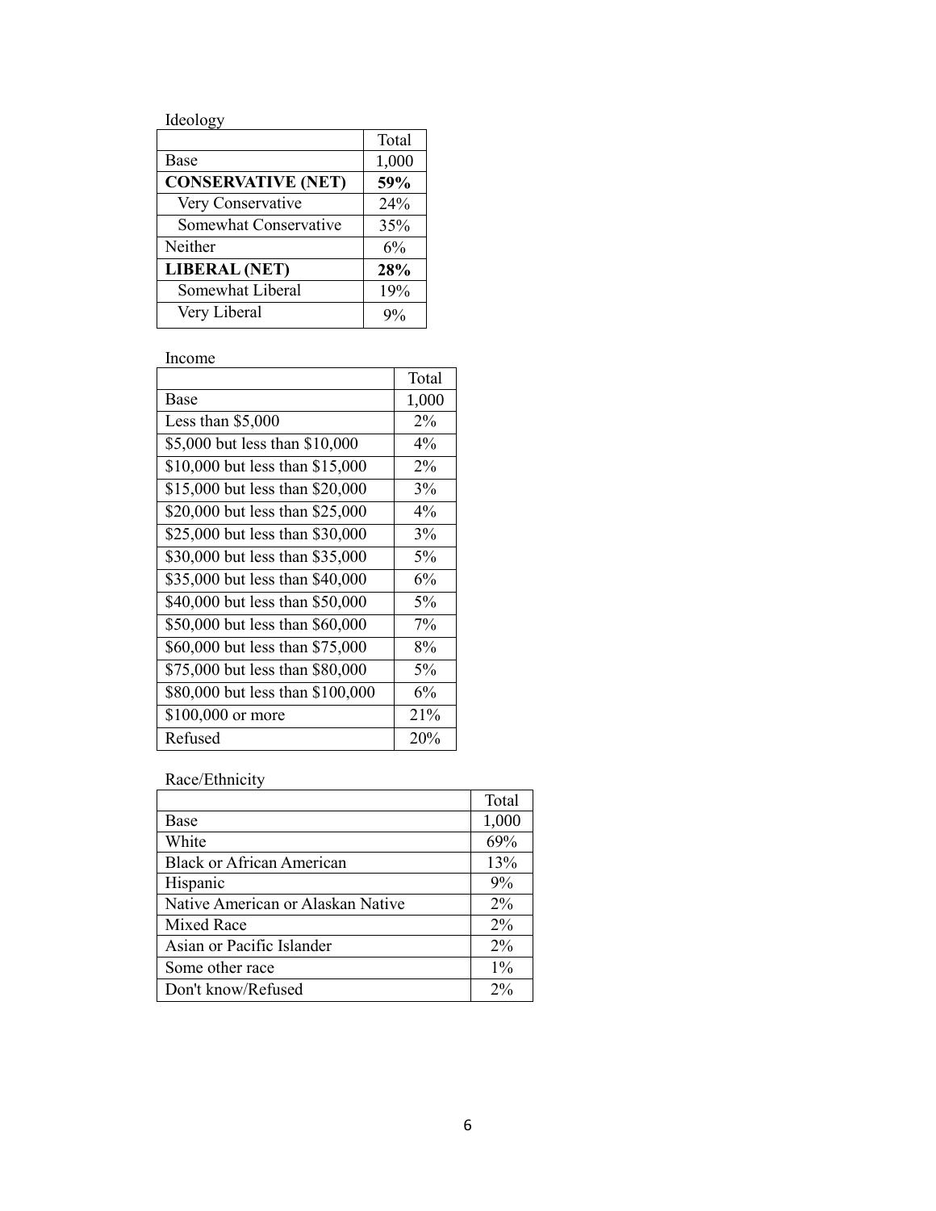Ideology

| | Total |
|---|---|
| Base | 1,000 |
| **CONSERVATIVE (NET)** | **59%** |
| Very Conservative | 24% |
| Somewhat Conservative | 35% |
| Neither | 6% |
| **LIBERAL (NET)** | **28%** |
| Somewhat Liberal | 19% |
| Very Liberal | 9% |

Income

| | Total |
|---|---|
| Base | 1,000 |
| Less than $5,000 | 2% |
| $5,000 but less than $10,000 | 4% |
| $10,000 but less than $15,000 | 2% |
| $15,000 but less than $20,000 | 3% |
| $20,000 but less than $25,000 | 4% |
| $25,000 but less than $30,000 | 3% |
| $30,000 but less than $35,000 | 5% |
| $35,000 but less than $40,000 | 6% |
| $40,000 but less than $50,000 | 5% |
| $50,000 but less than $60,000 | 7% |
| $60,000 but less than $75,000 | 8% |
| $75,000 but less than $80,000 | 5% |
| $80,000 but less than $100,000 | 6% |
| $100,000 or more | 21% |
| Refused | 20% |

Race/Ethnicity

| | Total |
|---|---|
| Base | 1,000 |
| White | 69% |
| Black or African American | 13% |
| Hispanic | 9% |
| Native American or Alaskan Native | 2% |
| Mixed Race | 2% |
| Asian or Pacific Islander | 2% |
| Some other race | 1% |
| Don't know/Refused | 2% |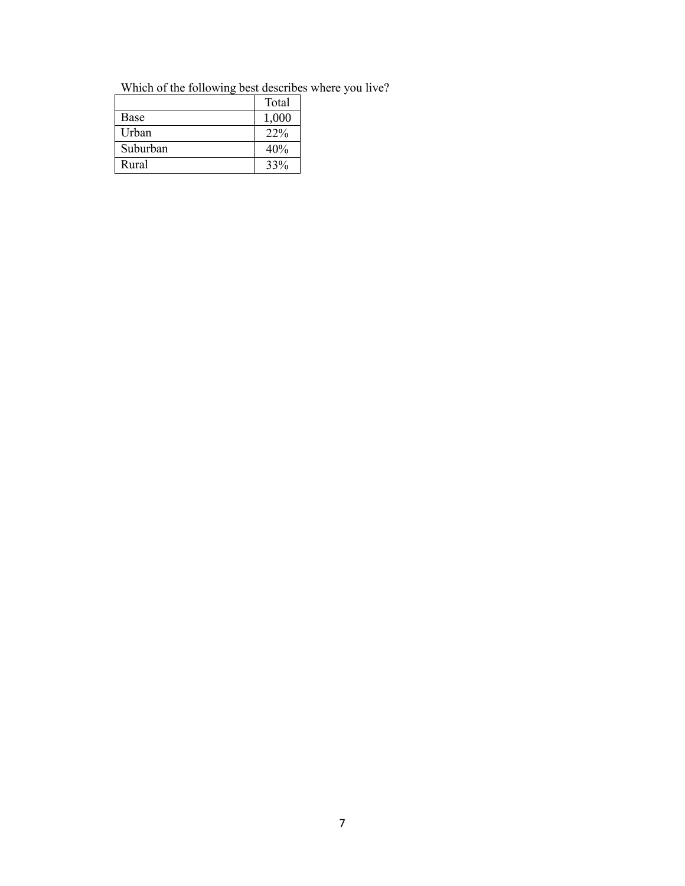Which of the following best describes where you live?

| | Total |
|---|---|
| Base | 1,000 |
| Urban | 22% |
| Suburban | 40% |
| Rural | 33% |